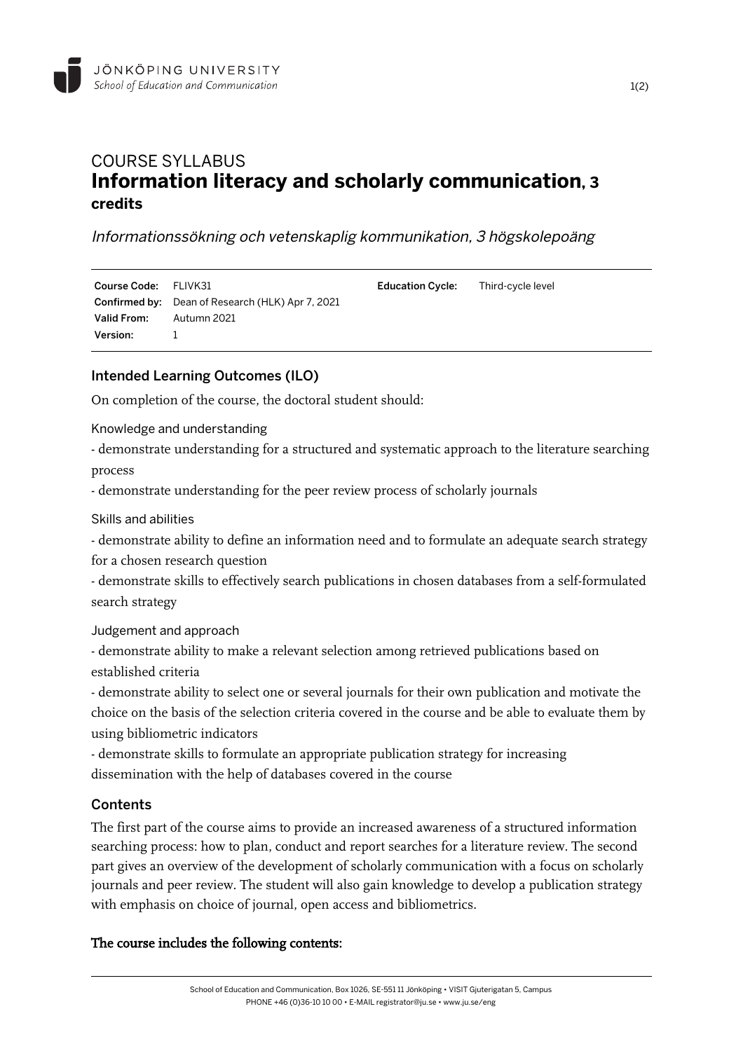JÖNKÖPING UNIVERSITY
*School of Education and Communication*

# COURSE SYLLABUS
# Information literacy and scholarly communication, 3 credits

*Informationssökning och vetenskaplig kommunikation, 3 högskolepoäng*

| | | | |
|---|---|---|---|
| **Course Code:** | FLIVK31 | **Education Cycle:** | Third-cycle level |
| **Confirmed by:** | Dean of Research (HLK) Apr 7, 2021 | | |
| **Valid From:** | Autumn 2021 | | |
| **Version:** | 1 | | |

## Intended Learning Outcomes (ILO)

On completion of the course, the doctoral student should:

Knowledge and understanding

- demonstrate understanding for a structured and systematic approach to the literature searching process
- demonstrate understanding for the peer review process of scholarly journals

Skills and abilities

- demonstrate ability to define an information need and to formulate an adequate search strategy for a chosen research question
- demonstrate skills to effectively search publications in chosen databases from a self-formulated search strategy

Judgement and approach

- demonstrate ability to make a relevant selection among retrieved publications based on established criteria
- demonstrate ability to select one or several journals for their own publication and motivate the choice on the basis of the selection criteria covered in the course and be able to evaluate them by using bibliometric indicators
- demonstrate skills to formulate an appropriate publication strategy for increasing dissemination with the help of databases covered in the course

## Contents

The first part of the course aims to provide an increased awareness of a structured information searching process: how to plan, conduct and report searches for a literature review. The second part gives an overview of the development of scholarly communication with a focus on scholarly journals and peer review. The student will also gain knowledge to develop a publication strategy with emphasis on choice of journal, open access and bibliometrics.

**The course includes the following contents:**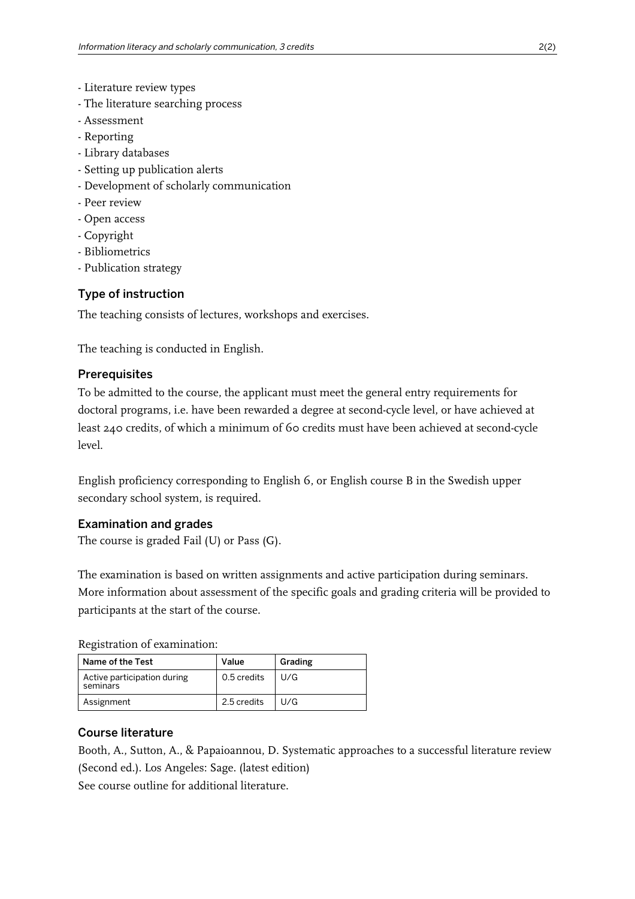- Literature review types
- The literature searching process
- Assessment
- Reporting
- Library databases
- Setting up publication alerts
- Development of scholarly communication
- Peer review
- Open access
- Copyright
- Bibliometrics
- Publication strategy

## Type of instruction

The teaching consists of lectures, workshops and exercises.

The teaching is conducted in English.

## Prerequisites

To be admitted to the course, the applicant must meet the general entry requirements for doctoral programs, i.e. have been rewarded a degree at second-cycle level, or have achieved at least 240 credits, of which a minimum of 60 credits must have been achieved at second-cycle level.

English proficiency corresponding to English 6, or English course B in the Swedish upper secondary school system, is required.

## Examination and grades

The course is graded Fail (U) or Pass (G).

The examination is based on written assignments and active participation during seminars. More information about assessment of the specific goals and grading criteria will be provided to participants at the start of the course.

Registration of examination:

| Name of the Test | Value | Grading |
|---|---|---|
| Active participation during seminars | 0.5 credits | U/G |
| Assignment | 2.5 credits | U/G |

## Course literature

Booth, A., Sutton, A., & Papaioannou, D. Systematic approaches to a successful literature review (Second ed.). Los Angeles: Sage. (latest edition)
See course outline for additional literature.